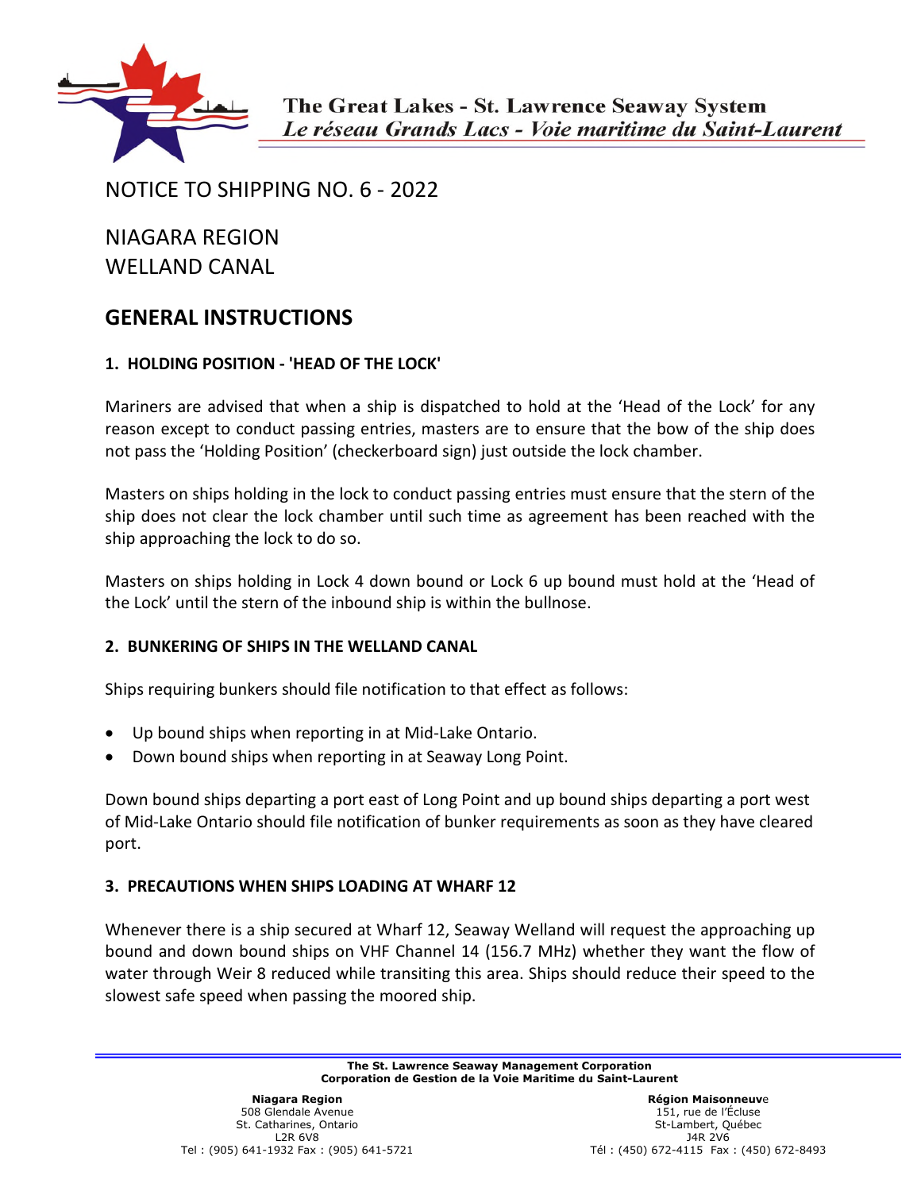The Great Lakes - St. Lawrence Seaway System
*Le réseau Grands Lacs - Voie maritime du Saint-Laurent*

# NOTICE TO SHIPPING NO. 6 - 2022

## NIAGARA REGION
## WELLAND CANAL

## GENERAL INSTRUCTIONS

### 1. HOLDING POSITION - 'HEAD OF THE LOCK'

Mariners are advised that when a ship is dispatched to hold at the 'Head of the Lock' for any reason except to conduct passing entries, masters are to ensure that the bow of the ship does not pass the 'Holding Position' (checkerboard sign) just outside the lock chamber.

Masters on ships holding in the lock to conduct passing entries must ensure that the stern of the ship does not clear the lock chamber until such time as agreement has been reached with the ship approaching the lock to do so.

Masters on ships holding in Lock 4 down bound or Lock 6 up bound must hold at the 'Head of the Lock' until the stern of the inbound ship is within the bullnose.

### 2. BUNKERING OF SHIPS IN THE WELLAND CANAL

Ships requiring bunkers should file notification to that effect as follows:

- Up bound ships when reporting in at Mid-Lake Ontario.
- Down bound ships when reporting in at Seaway Long Point.

Down bound ships departing a port east of Long Point and up bound ships departing a port west of Mid-Lake Ontario should file notification of bunker requirements as soon as they have cleared port.

### 3. PRECAUTIONS WHEN SHIPS LOADING AT WHARF 12

Whenever there is a ship secured at Wharf 12, Seaway Welland will request the approaching up bound and down bound ships on VHF Channel 14 (156.7 MHz) whether they want the flow of water through Weir 8 reduced while transiting this area. Ships should reduce their speed to the slowest safe speed when passing the moored ship.

**The St. Lawrence Seaway Management Corporation**
**Corporation de Gestion de la Voie Maritime du Saint-Laurent**

**Niagara Region**
508 Glendale Avenue
St. Catharines, Ontario
L2R 6V8
Tel : (905) 641-1932 Fax : (905) 641-5721

**Région Maisonneuve**
151, rue de l'Écluse
St-Lambert, Québec
J4R 2V6
Tél : (450) 672-4115 Fax : (450) 672-8493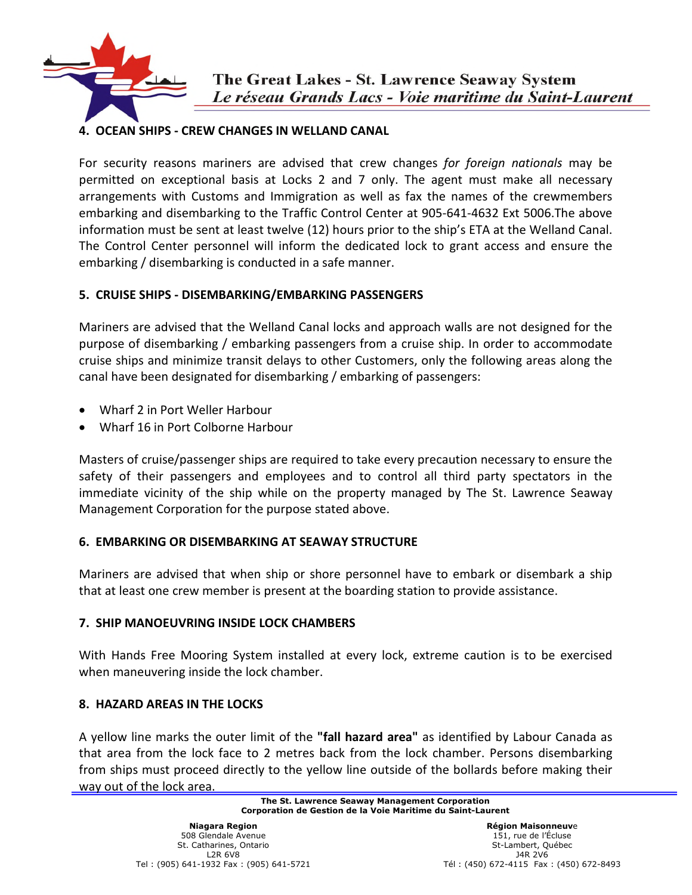## 4. OCEAN SHIPS - CREW CHANGES IN WELLAND CANAL

For security reasons mariners are advised that crew changes *for foreign nationals* may be permitted on exceptional basis at Locks 2 and 7 only. The agent must make all necessary arrangements with Customs and Immigration as well as fax the names of the crewmembers embarking and disembarking to the Traffic Control Center at 905-641-4632 Ext 5006.The above information must be sent at least twelve (12) hours prior to the ship's ETA at the Welland Canal. The Control Center personnel will inform the dedicated lock to grant access and ensure the embarking / disembarking is conducted in a safe manner.

## 5. CRUISE SHIPS - DISEMBARKING/EMBARKING PASSENGERS

Mariners are advised that the Welland Canal locks and approach walls are not designed for the purpose of disembarking / embarking passengers from a cruise ship. In order to accommodate cruise ships and minimize transit delays to other Customers, only the following areas along the canal have been designated for disembarking / embarking of passengers:

- Wharf 2 in Port Weller Harbour
- Wharf 16 in Port Colborne Harbour

Masters of cruise/passenger ships are required to take every precaution necessary to ensure the safety of their passengers and employees and to control all third party spectators in the immediate vicinity of the ship while on the property managed by The St. Lawrence Seaway Management Corporation for the purpose stated above.

## 6. EMBARKING OR DISEMBARKING AT SEAWAY STRUCTURE

Mariners are advised that when ship or shore personnel have to embark or disembark a ship that at least one crew member is present at the boarding station to provide assistance.

## 7. SHIP MANOEUVRING INSIDE LOCK CHAMBERS

With Hands Free Mooring System installed at every lock, extreme caution is to be exercised when maneuvering inside the lock chamber.

## 8. HAZARD AREAS IN THE LOCKS

A yellow line marks the outer limit of the **"fall hazard area"** as identified by Labour Canada as that area from the lock face to 2 metres back from the lock chamber. Persons disembarking from ships must proceed directly to the yellow line outside of the bollards before making their way out of the lock area.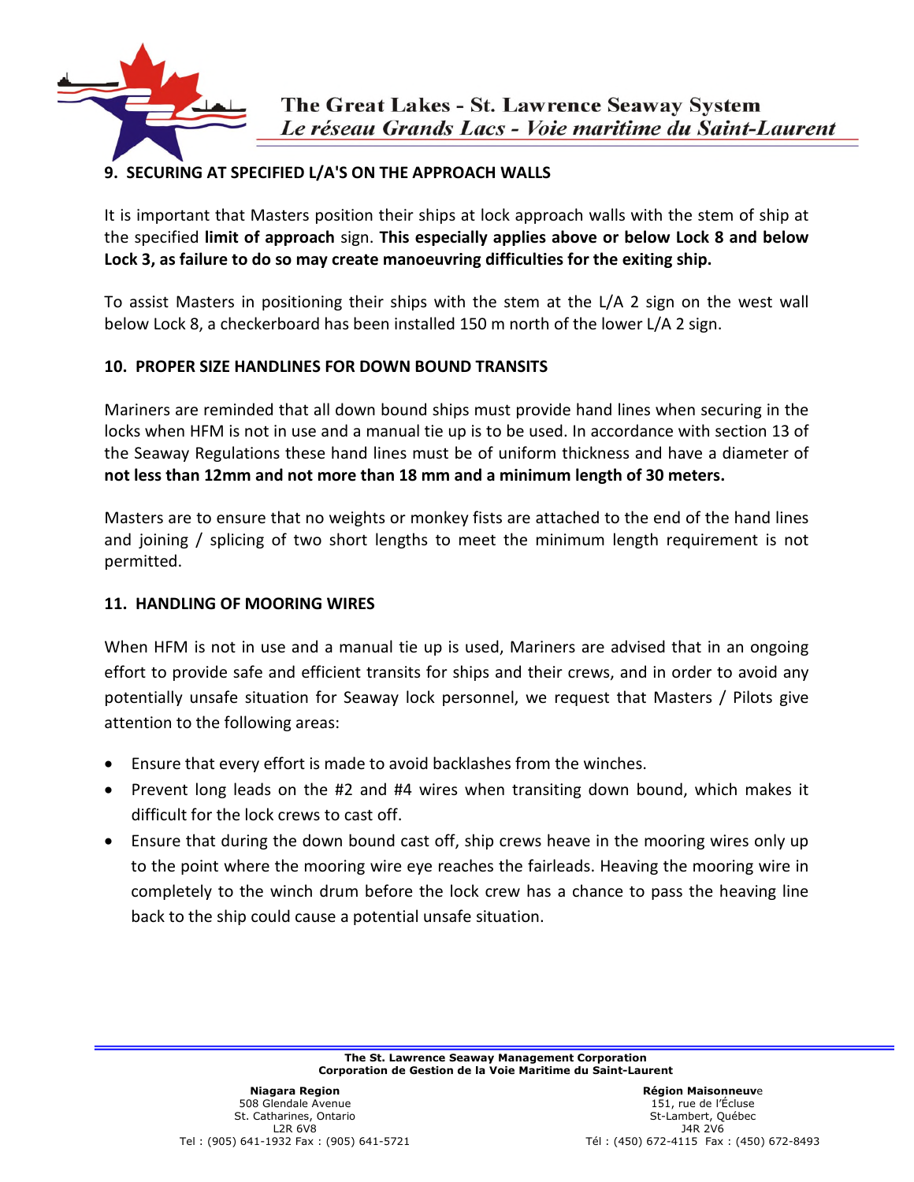## 9. SECURING AT SPECIFIED L/A'S ON THE APPROACH WALLS

It is important that Masters position their ships at lock approach walls with the stem of ship at the specified **limit of approach** sign. **This especially applies above or below Lock 8 and below Lock 3, as failure to do so may create manoeuvring difficulties for the exiting ship.**

To assist Masters in positioning their ships with the stem at the L/A 2 sign on the west wall below Lock 8, a checkerboard has been installed 150 m north of the lower L/A 2 sign.

## 10. PROPER SIZE HANDLINES FOR DOWN BOUND TRANSITS

Mariners are reminded that all down bound ships must provide hand lines when securing in the locks when HFM is not in use and a manual tie up is to be used. In accordance with section 13 of the Seaway Regulations these hand lines must be of uniform thickness and have a diameter of **not less than 12mm and not more than 18 mm and a minimum length of 30 meters.**

Masters are to ensure that no weights or monkey fists are attached to the end of the hand lines and joining / splicing of two short lengths to meet the minimum length requirement is not permitted.

## 11. HANDLING OF MOORING WIRES

When HFM is not in use and a manual tie up is used, Mariners are advised that in an ongoing effort to provide safe and efficient transits for ships and their crews, and in order to avoid any potentially unsafe situation for Seaway lock personnel, we request that Masters / Pilots give attention to the following areas:

- Ensure that every effort is made to avoid backlashes from the winches.
- Prevent long leads on the #2 and #4 wires when transiting down bound, which makes it difficult for the lock crews to cast off.
- Ensure that during the down bound cast off, ship crews heave in the mooring wires only up to the point where the mooring wire eye reaches the fairleads. Heaving the mooring wire in completely to the winch drum before the lock crew has a chance to pass the heaving line back to the ship could cause a potential unsafe situation.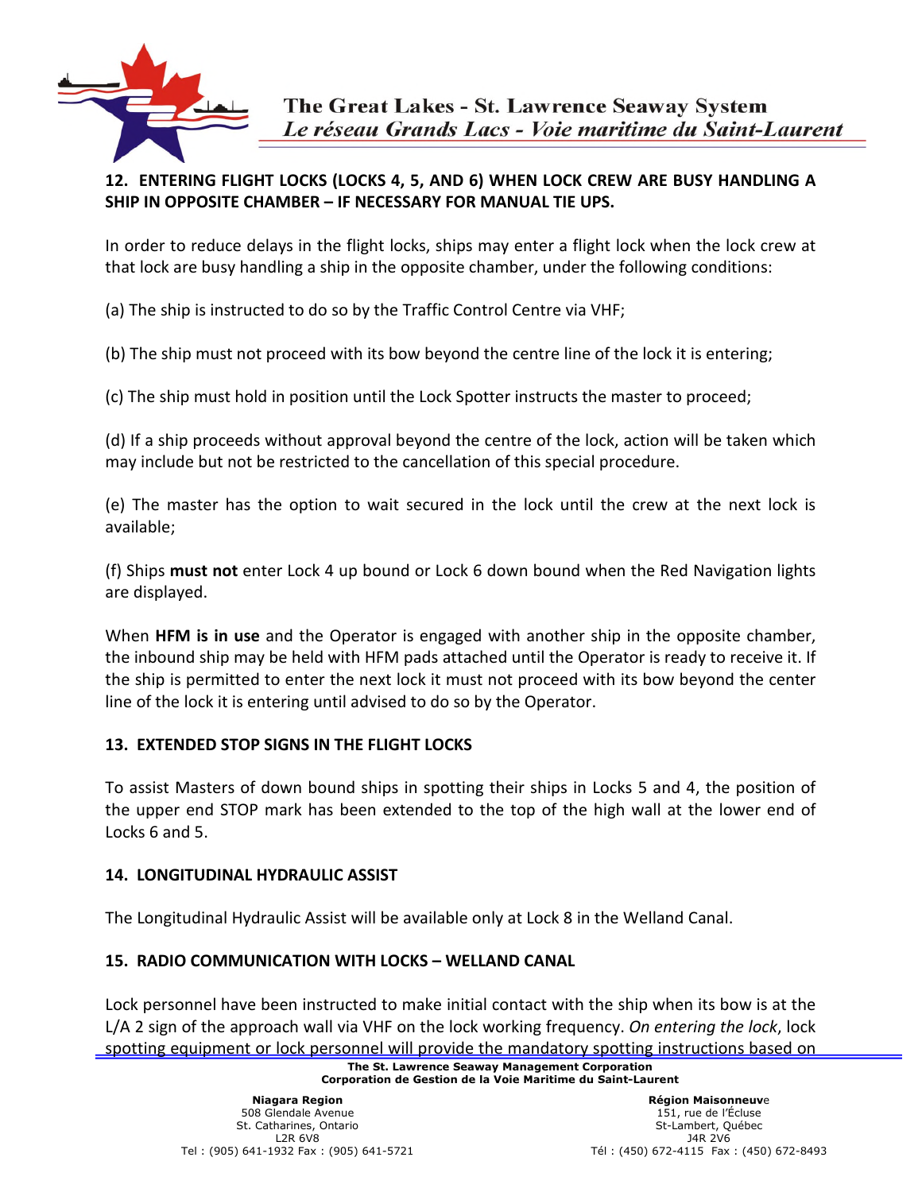## 12. ENTERING FLIGHT LOCKS (LOCKS 4, 5, AND 6) WHEN LOCK CREW ARE BUSY HANDLING A SHIP IN OPPOSITE CHAMBER – IF NECESSARY FOR MANUAL TIE UPS.

In order to reduce delays in the flight locks, ships may enter a flight lock when the lock crew at that lock are busy handling a ship in the opposite chamber, under the following conditions:

(a) The ship is instructed to do so by the Traffic Control Centre via VHF;

(b) The ship must not proceed with its bow beyond the centre line of the lock it is entering;

(c) The ship must hold in position until the Lock Spotter instructs the master to proceed;

(d) If a ship proceeds without approval beyond the centre of the lock, action will be taken which may include but not be restricted to the cancellation of this special procedure.

(e) The master has the option to wait secured in the lock until the crew at the next lock is available;

(f) Ships **must not** enter Lock 4 up bound or Lock 6 down bound when the Red Navigation lights are displayed.

When **HFM is in use** and the Operator is engaged with another ship in the opposite chamber, the inbound ship may be held with HFM pads attached until the Operator is ready to receive it. If the ship is permitted to enter the next lock it must not proceed with its bow beyond the center line of the lock it is entering until advised to do so by the Operator.

## 13. EXTENDED STOP SIGNS IN THE FLIGHT LOCKS

To assist Masters of down bound ships in spotting their ships in Locks 5 and 4, the position of the upper end STOP mark has been extended to the top of the high wall at the lower end of Locks 6 and 5.

## 14. LONGITUDINAL HYDRAULIC ASSIST

The Longitudinal Hydraulic Assist will be available only at Lock 8 in the Welland Canal.

## 15. RADIO COMMUNICATION WITH LOCKS – WELLAND CANAL

Lock personnel have been instructed to make initial contact with the ship when its bow is at the L/A 2 sign of the approach wall via VHF on the lock working frequency. *On entering the lock*, lock spotting equipment or lock personnel will provide the mandatory spotting instructions based on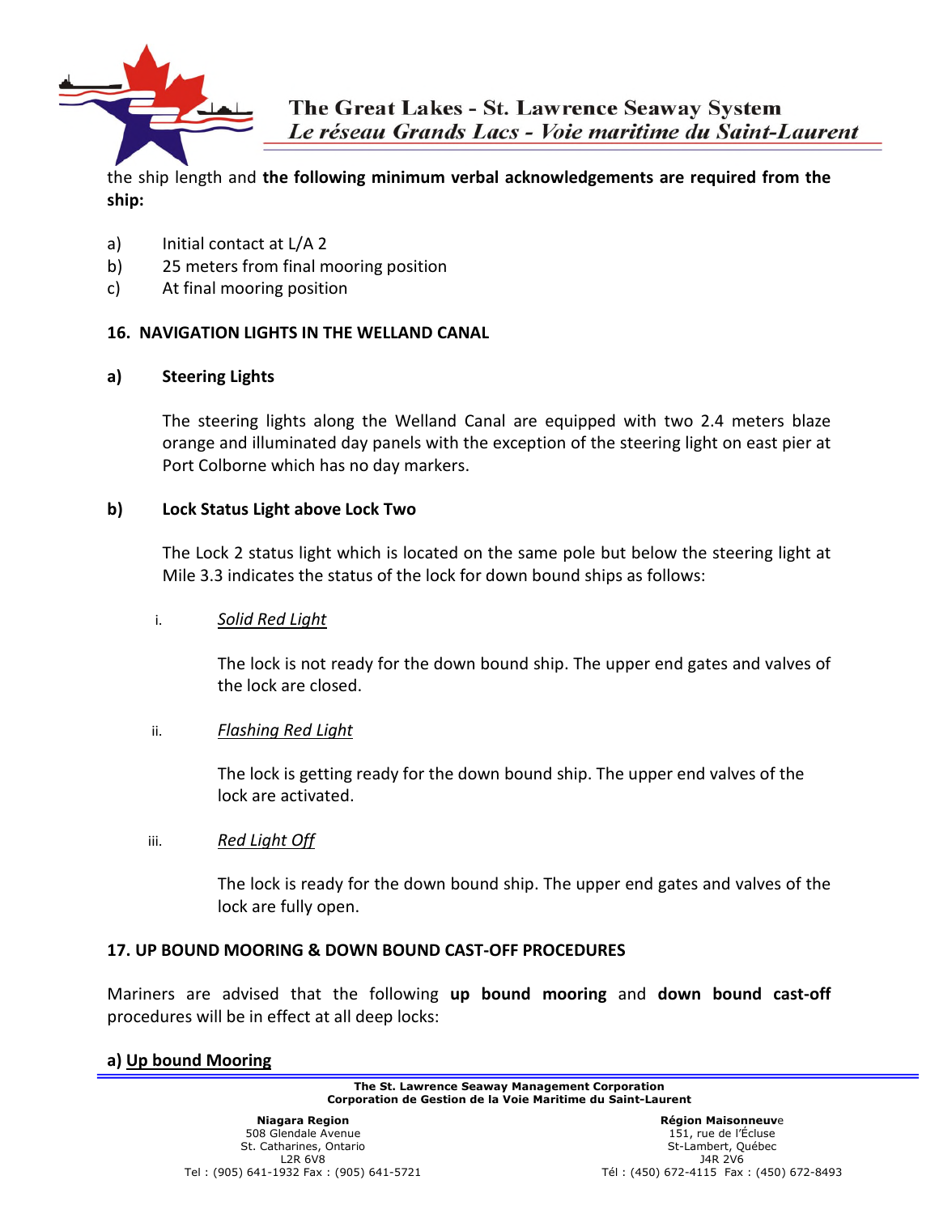the ship length and **the following minimum verbal acknowledgements are required from the ship:**

a) Initial contact at L/A 2
b) 25 meters from final mooring position
c) At final mooring position

## 16. NAVIGATION LIGHTS IN THE WELLAND CANAL

### a) Steering Lights

The steering lights along the Welland Canal are equipped with two 2.4 meters blaze orange and illuminated day panels with the exception of the steering light on east pier at Port Colborne which has no day markers.

### b) Lock Status Light above Lock Two

The Lock 2 status light which is located on the same pole but below the steering light at Mile 3.3 indicates the status of the lock for down bound ships as follows:

i. *Solid Red Light*

The lock is not ready for the down bound ship. The upper end gates and valves of the lock are closed.

ii. *Flashing Red Light*

The lock is getting ready for the down bound ship. The upper end valves of the lock are activated.

iii. *Red Light Off*

The lock is ready for the down bound ship. The upper end gates and valves of the lock are fully open.

## 17. UP BOUND MOORING & DOWN BOUND CAST-OFF PROCEDURES

Mariners are advised that the following **up bound mooring** and **down bound cast-off** procedures will be in effect at all deep locks:

### a) Up bound Mooring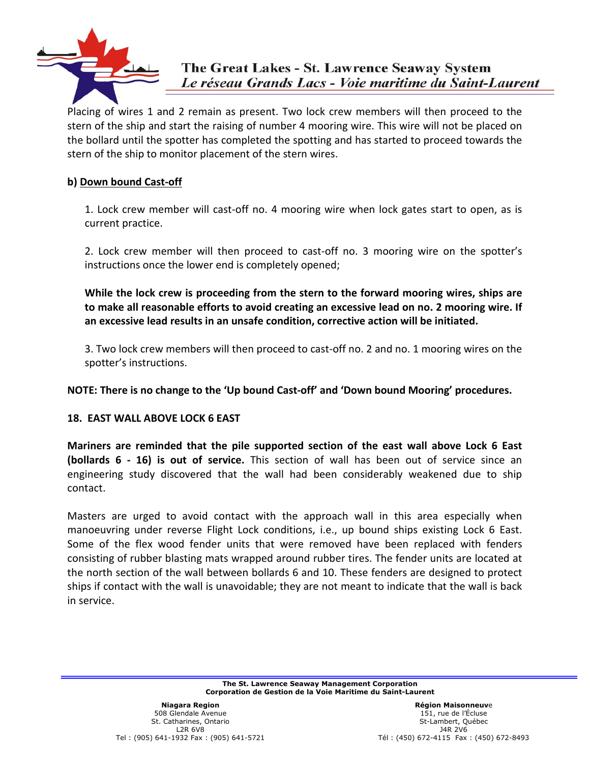Placing of wires 1 and 2 remain as present. Two lock crew members will then proceed to the stern of the ship and start the raising of number 4 mooring wire. This wire will not be placed on the bollard until the spotter has completed the spotting and has started to proceed towards the stern of the ship to monitor placement of the stern wires.

**b) Down bound Cast-off**

1. Lock crew member will cast-off no. 4 mooring wire when lock gates start to open, as is current practice.

2. Lock crew member will then proceed to cast-off no. 3 mooring wire on the spotter's instructions once the lower end is completely opened;

**While the lock crew is proceeding from the stern to the forward mooring wires, ships are to make all reasonable efforts to avoid creating an excessive lead on no. 2 mooring wire. If an excessive lead results in an unsafe condition, corrective action will be initiated.**

3. Two lock crew members will then proceed to cast-off no. 2 and no. 1 mooring wires on the spotter's instructions.

**NOTE: There is no change to the 'Up bound Cast-off' and 'Down bound Mooring' procedures.**

## 18. EAST WALL ABOVE LOCK 6 EAST

**Mariners are reminded that the pile supported section of the east wall above Lock 6 East (bollards 6 - 16) is out of service.** This section of wall has been out of service since an engineering study discovered that the wall had been considerably weakened due to ship contact.

Masters are urged to avoid contact with the approach wall in this area especially when manoeuvring under reverse Flight Lock conditions, i.e., up bound ships existing Lock 6 East. Some of the flex wood fender units that were removed have been replaced with fenders consisting of rubber blasting mats wrapped around rubber tires. The fender units are located at the north section of the wall between bollards 6 and 10. These fenders are designed to protect ships if contact with the wall is unavoidable; they are not meant to indicate that the wall is back in service.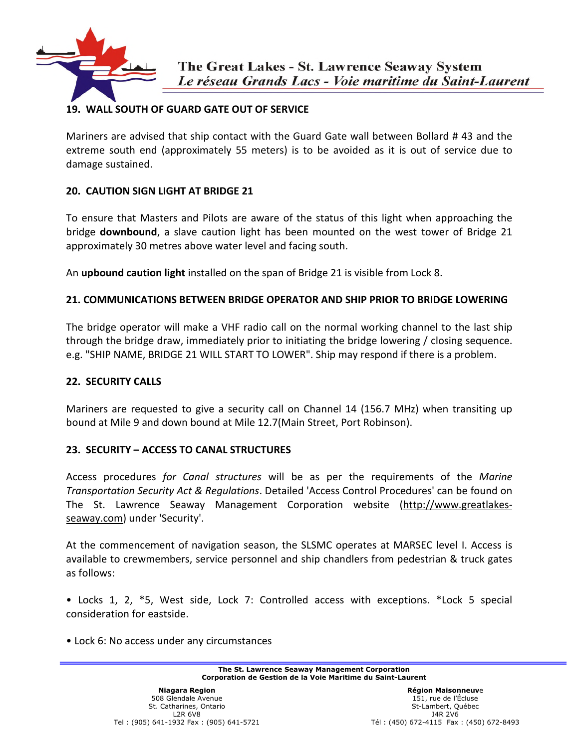## 19. WALL SOUTH OF GUARD GATE OUT OF SERVICE

Mariners are advised that ship contact with the Guard Gate wall between Bollard # 43 and the extreme south end (approximately 55 meters) is to be avoided as it is out of service due to damage sustained.

## 20. CAUTION SIGN LIGHT AT BRIDGE 21

To ensure that Masters and Pilots are aware of the status of this light when approaching the bridge **downbound**, a slave caution light has been mounted on the west tower of Bridge 21 approximately 30 metres above water level and facing south.

An **upbound caution light** installed on the span of Bridge 21 is visible from Lock 8.

## 21. COMMUNICATIONS BETWEEN BRIDGE OPERATOR AND SHIP PRIOR TO BRIDGE LOWERING

The bridge operator will make a VHF radio call on the normal working channel to the last ship through the bridge draw, immediately prior to initiating the bridge lowering / closing sequence. e.g. "SHIP NAME, BRIDGE 21 WILL START TO LOWER". Ship may respond if there is a problem.

## 22. SECURITY CALLS

Mariners are requested to give a security call on Channel 14 (156.7 MHz) when transiting up bound at Mile 9 and down bound at Mile 12.7(Main Street, Port Robinson).

## 23. SECURITY – ACCESS TO CANAL STRUCTURES

Access procedures *for Canal structures* will be as per the requirements of the *Marine Transportation Security Act & Regulations*. Detailed 'Access Control Procedures' can be found on The St. Lawrence Seaway Management Corporation website (http://www.greatlakes-seaway.com) under 'Security'.

At the commencement of navigation season, the SLSMC operates at MARSEC level I. Access is available to crewmembers, service personnel and ship chandlers from pedestrian & truck gates as follows:

- Locks 1, 2, *5, West side, Lock 7: Controlled access with exceptions. *Lock 5 special consideration for eastside.

- Lock 6: No access under any circumstances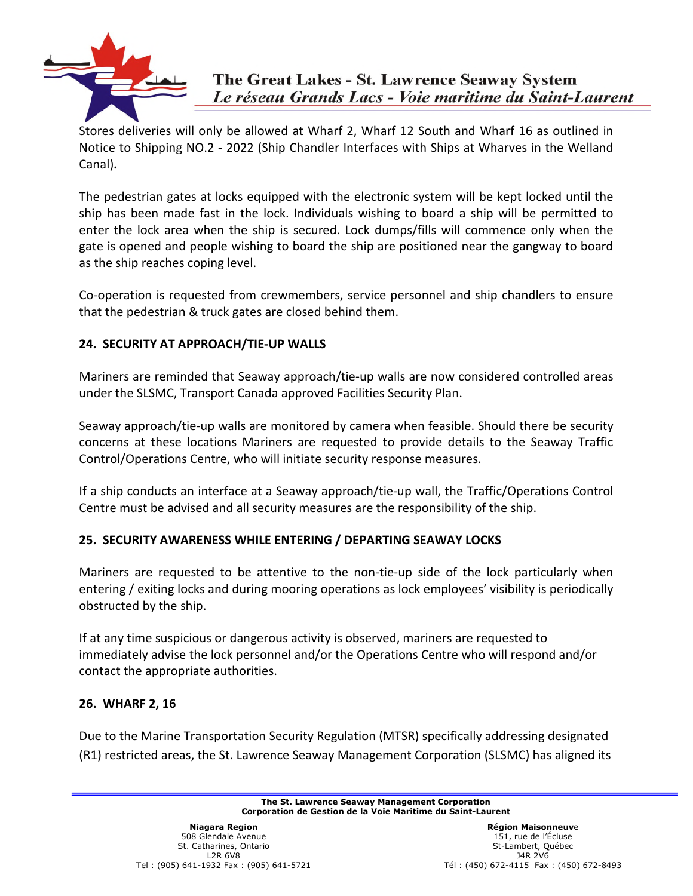Stores deliveries will only be allowed at Wharf 2, Wharf 12 South and Wharf 16 as outlined in Notice to Shipping NO.2 - 2022 (Ship Chandler Interfaces with Ships at Wharves in the Welland Canal)**.**

The pedestrian gates at locks equipped with the electronic system will be kept locked until the ship has been made fast in the lock. Individuals wishing to board a ship will be permitted to enter the lock area when the ship is secured. Lock dumps/fills will commence only when the gate is opened and people wishing to board the ship are positioned near the gangway to board as the ship reaches coping level.

Co-operation is requested from crewmembers, service personnel and ship chandlers to ensure that the pedestrian & truck gates are closed behind them.

## 24. SECURITY AT APPROACH/TIE-UP WALLS

Mariners are reminded that Seaway approach/tie-up walls are now considered controlled areas under the SLSMC, Transport Canada approved Facilities Security Plan.

Seaway approach/tie-up walls are monitored by camera when feasible. Should there be security concerns at these locations Mariners are requested to provide details to the Seaway Traffic Control/Operations Centre, who will initiate security response measures.

If a ship conducts an interface at a Seaway approach/tie-up wall, the Traffic/Operations Control Centre must be advised and all security measures are the responsibility of the ship.

## 25. SECURITY AWARENESS WHILE ENTERING / DEPARTING SEAWAY LOCKS

Mariners are requested to be attentive to the non-tie-up side of the lock particularly when entering / exiting locks and during mooring operations as lock employees' visibility is periodically obstructed by the ship.

If at any time suspicious or dangerous activity is observed, mariners are requested to immediately advise the lock personnel and/or the Operations Centre who will respond and/or contact the appropriate authorities.

## 26. WHARF 2, 16

Due to the Marine Transportation Security Regulation (MTSR) specifically addressing designated (R1) restricted areas, the St. Lawrence Seaway Management Corporation (SLSMC) has aligned its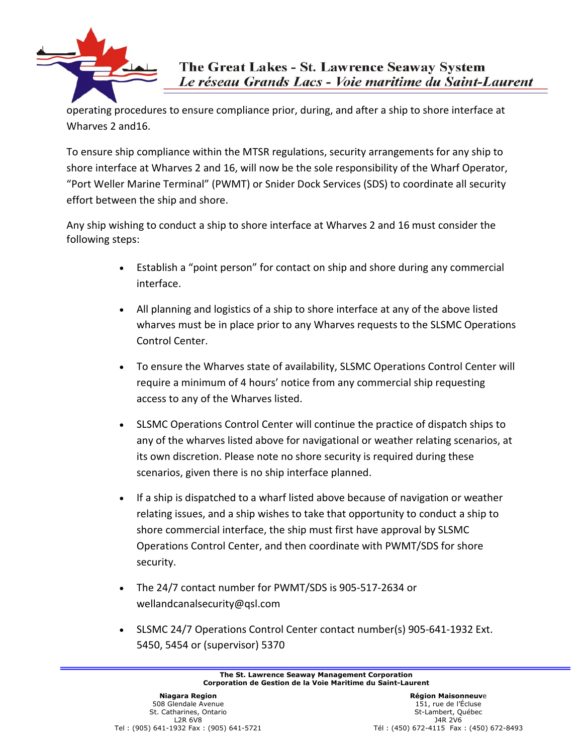operating procedures to ensure compliance prior, during, and after a ship to shore interface at Wharves 2 and16.

To ensure ship compliance within the MTSR regulations, security arrangements for any ship to shore interface at Wharves 2 and 16, will now be the sole responsibility of the Wharf Operator, "Port Weller Marine Terminal" (PWMT) or Snider Dock Services (SDS) to coordinate all security effort between the ship and shore.

Any ship wishing to conduct a ship to shore interface at Wharves 2 and 16 must consider the following steps:

- Establish a "point person" for contact on ship and shore during any commercial interface.
- All planning and logistics of a ship to shore interface at any of the above listed wharves must be in place prior to any Wharves requests to the SLSMC Operations Control Center.
- To ensure the Wharves state of availability, SLSMC Operations Control Center will require a minimum of 4 hours' notice from any commercial ship requesting access to any of the Wharves listed.
- SLSMC Operations Control Center will continue the practice of dispatch ships to any of the wharves listed above for navigational or weather relating scenarios, at its own discretion. Please note no shore security is required during these scenarios, given there is no ship interface planned.
- If a ship is dispatched to a wharf listed above because of navigation or weather relating issues, and a ship wishes to take that opportunity to conduct a ship to shore commercial interface, the ship must first have approval by SLSMC Operations Control Center, and then coordinate with PWMT/SDS for shore security.
- The 24/7 contact number for PWMT/SDS is 905-517-2634 or wellandcanalsecurity@qsl.com
- SLSMC 24/7 Operations Control Center contact number(s) 905-641-1932 Ext. 5450, 5454 or (supervisor) 5370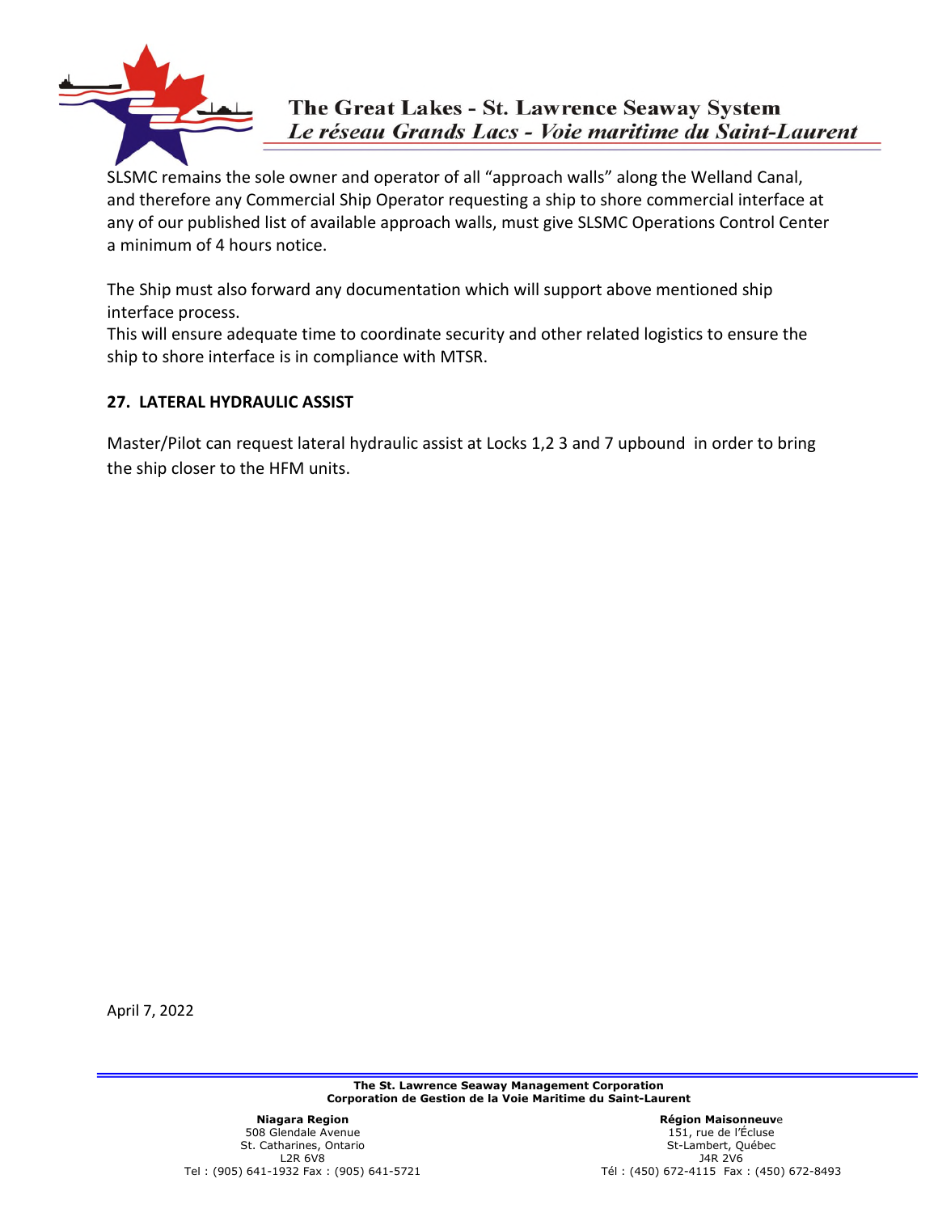SLSMC remains the sole owner and operator of all "approach walls" along the Welland Canal, and therefore any Commercial Ship Operator requesting a ship to shore commercial interface at any of our published list of available approach walls, must give SLSMC Operations Control Center a minimum of 4 hours notice.

The Ship must also forward any documentation which will support above mentioned ship interface process.
This will ensure adequate time to coordinate security and other related logistics to ensure the ship to shore interface is in compliance with MTSR.

**27. LATERAL HYDRAULIC ASSIST**

Master/Pilot can request lateral hydraulic assist at Locks 1,2 3 and 7 upbound in order to bring the ship closer to the HFM units.

April 7, 2022